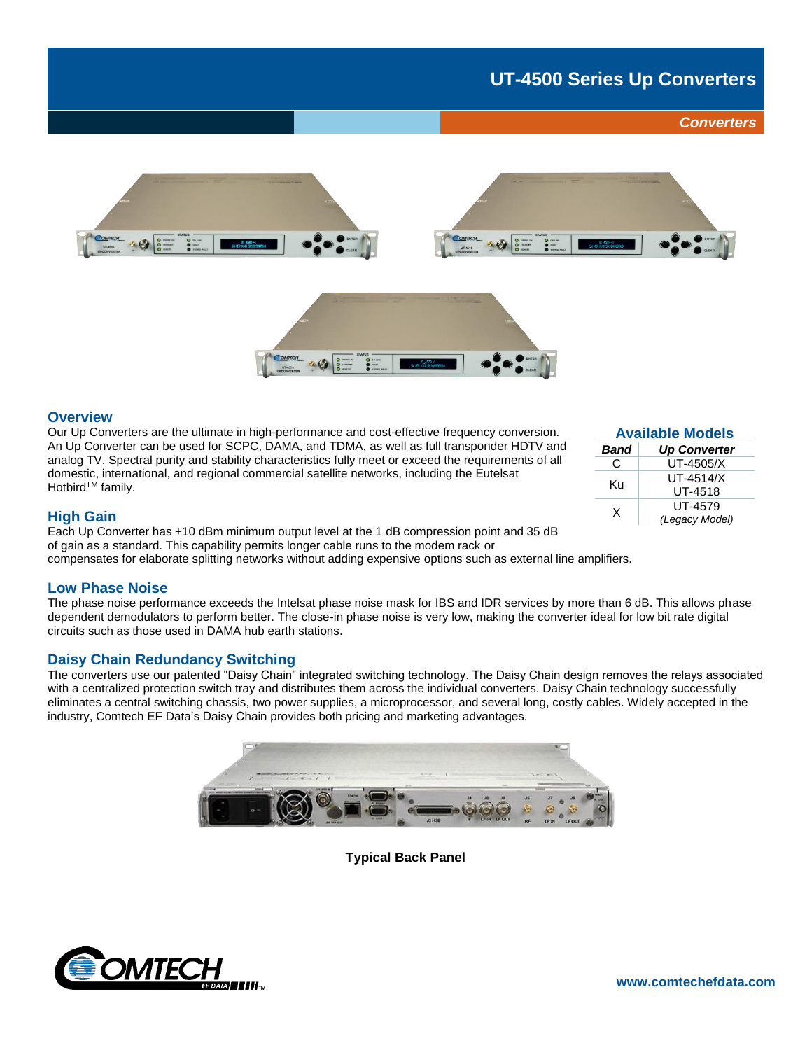# UT-4500 Series Up Converters

*Converters*

## Overview

Our Up Converters are the ultimate in high-performance and cost-effective frequency conversion. An Up Converter can be used for SCPC, DAMA, and TDMA, as well as full transponder HDTV and analog TV. Spectral purity and stability characteristics fully meet or exceed the requirements of all domestic, international, and regional commercial satellite networks, including the Eutelsat Hotbird™ family.

### Available Models

| *Band* | *Up Converter* |
|---|---|
| C | UT-4505/X |
| Ku | UT-4514/X<br>UT-4518 |
| X | UT-4579<br>*(Legacy Model)* |

## High Gain

Each Up Converter has +10 dBm minimum output level at the 1 dB compression point and 35 dB of gain as a standard. This capability permits longer cable runs to the modem rack or compensates for elaborate splitting networks without adding expensive options such as external line amplifiers.

## Low Phase Noise

The phase noise performance exceeds the Intelsat phase noise mask for IBS and IDR services by more than 6 dB. This allows phase dependent demodulators to perform better. The close-in phase noise is very low, making the converter ideal for low bit rate digital circuits such as those used in DAMA hub earth stations.

## Daisy Chain Redundancy Switching

The converters use our patented "Daisy Chain" integrated switching technology. The Daisy Chain design removes the relays associated with a centralized protection switch tray and distributes them across the individual converters. Daisy Chain technology successfully eliminates a central switching chassis, two power supplies, a microprocessor, and several long, costly cables. Widely accepted in the industry, Comtech EF Data's Daisy Chain provides both pricing and marketing advantages.

**Typical Back Panel**

www.comtechefdata.com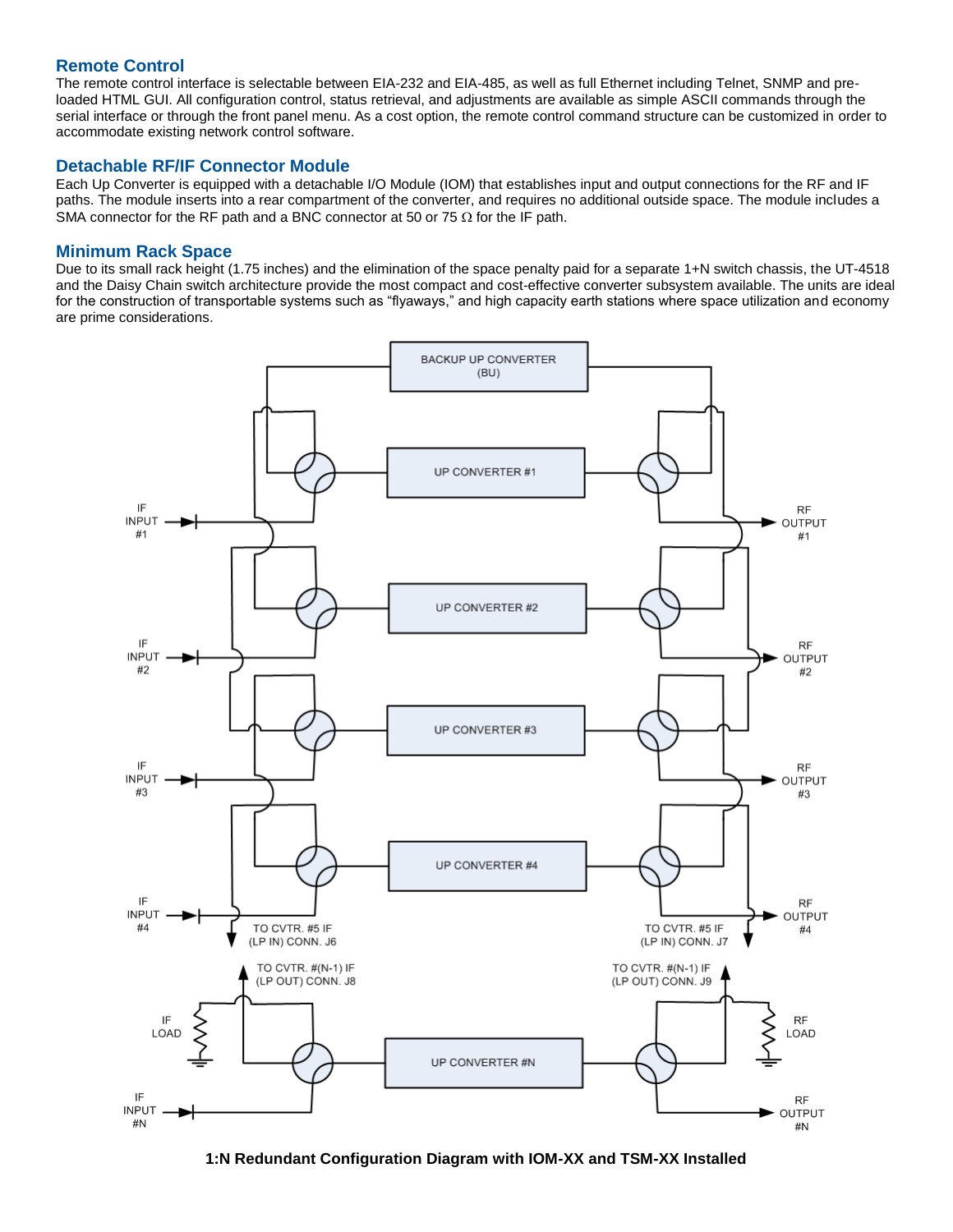## Remote Control

The remote control interface is selectable between EIA-232 and EIA-485, as well as full Ethernet including Telnet, SNMP and pre-loaded HTML GUI. All configuration control, status retrieval, and adjustments are available as simple ASCII commands through the serial interface or through the front panel menu. As a cost option, the remote control command structure can be customized in order to accommodate existing network control software.

## Detachable RF/IF Connector Module

Each Up Converter is equipped with a detachable I/O Module (IOM) that establishes input and output connections for the RF and IF paths. The module inserts into a rear compartment of the converter, and requires no additional outside space. The module includes a SMA connector for the RF path and a BNC connector at 50 or 75 Ω for the IF path.

## Minimum Rack Space

Due to its small rack height (1.75 inches) and the elimination of the space penalty paid for a separate 1+N switch chassis, the UT-4518 and the Daisy Chain switch architecture provide the most compact and cost-effective converter subsystem available. The units are ideal for the construction of transportable systems such as "flyaways," and high capacity earth stations where space utilization and economy are prime considerations.

BACKUP UP CONVERTER (BU)

UP CONVERTER #1 — IF INPUT #1 — RF OUTPUT #1

UP CONVERTER #2 — IF INPUT #2 — RF OUTPUT #2

UP CONVERTER #3 — IF INPUT #3 — RF OUTPUT #3

UP CONVERTER #4 — IF INPUT #4 — RF OUTPUT #4

TO CVTR. #5 IF (LP IN) CONN. J6

TO CVTR. #5 IF (LP IN) CONN. J7

TO CVTR. #(N-1) IF (LP OUT) CONN. J8

TO CVTR. #(N-1) IF (LP OUT) CONN. J9

IF LOAD — RF LOAD

UP CONVERTER #N — IF INPUT #N — RF OUTPUT #N

**1:N Redundant Configuration Diagram with IOM-XX and TSM-XX Installed**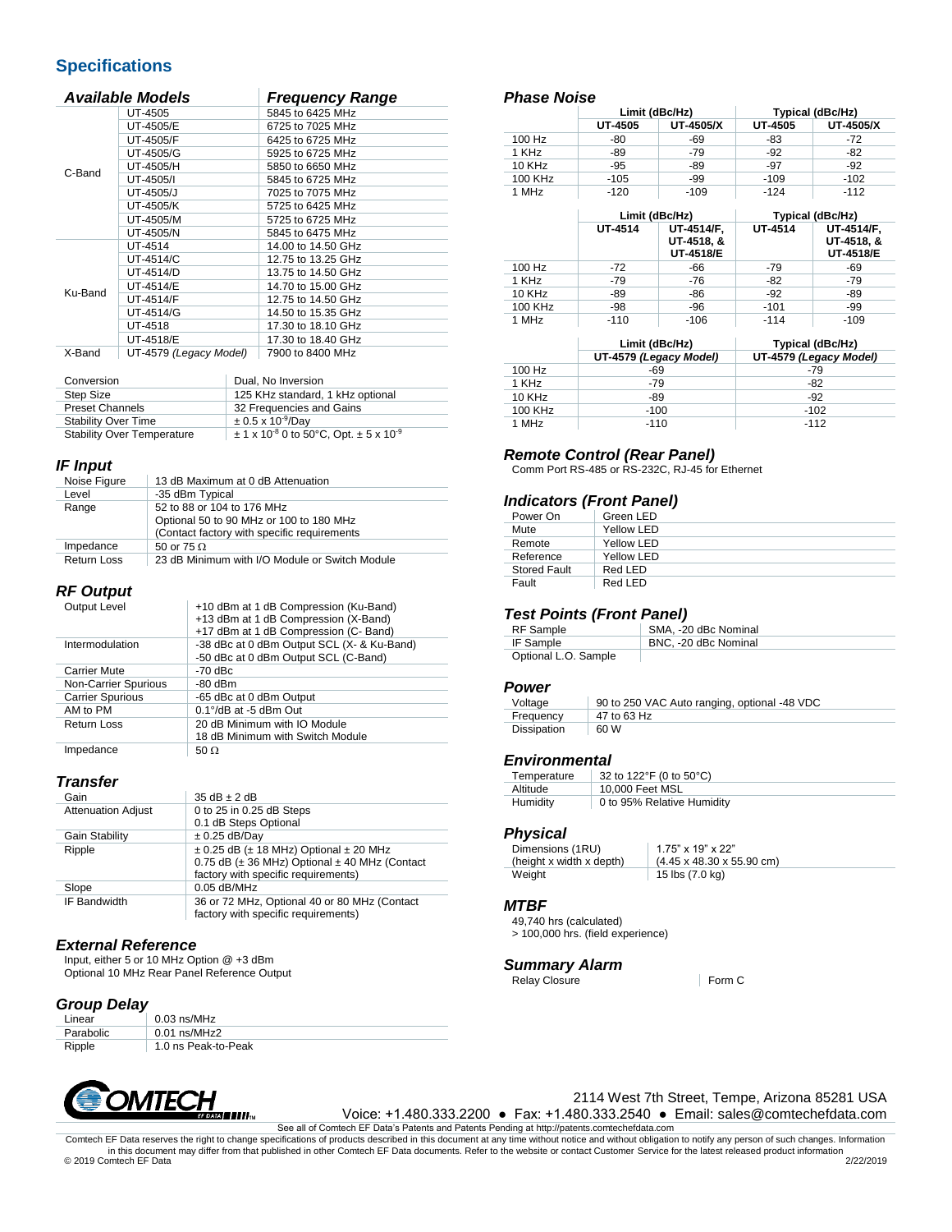# Specifications

| Available Models | | Frequency Range |
|---|---|---|
| C-Band | UT-4505 | 5845 to 6425 MHz |
| | UT-4505/E | 6725 to 7025 MHz |
| | UT-4505/F | 6425 to 6725 MHz |
| | UT-4505/G | 5925 to 6725 MHz |
| | UT-4505/H | 5850 to 6650 MHz |
| | UT-4505/I | 5845 to 6725 MHz |
| | UT-4505/J | 7025 to 7075 MHz |
| | UT-4505/K | 5725 to 6425 MHz |
| | UT-4505/M | 5725 to 6725 MHz |
| | UT-4505/N | 5845 to 6475 MHz |
| Ku-Band | UT-4514 | 14.00 to 14.50 GHz |
| | UT-4514/C | 12.75 to 13.25 GHz |
| | UT-4514/D | 13.75 to 14.50 GHz |
| | UT-4514/E | 14.70 to 15.00 GHz |
| | UT-4514/F | 12.75 to 14.50 GHz |
| | UT-4514/G | 14.50 to 15.35 GHz |
| | UT-4518 | 17.30 to 18.10 GHz |
| | UT-4518/E | 17.30 to 18.40 GHz |
| X-Band | UT-4579 *(Legacy Model)* | 7900 to 8400 MHz |

| | |
|---|---|
| Conversion | Dual, No Inversion |
| Step Size | 125 KHz standard, 1 kHz optional |
| Preset Channels | 32 Frequencies and Gains |
| Stability Over Time | ± 0.5 x $10^{-9}$/Day |
| Stability Over Temperature | ± 1 x $10^{-8}$ 0 to 50°C, Opt. ± 5 x $10^{-9}$ |

### IF Input

| | |
|---|---|
| Noise Figure | 13 dB Maximum at 0 dB Attenuation |
| Level | -35 dBm Typical |
| Range | 52 to 88 or 104 to 176 MHz<br>Optional 50 to 90 MHz or 100 to 180 MHz<br>(Contact factory with specific requirements |
| Impedance | 50 or 75 Ω |
| Return Loss | 23 dB Minimum with I/O Module or Switch Module |

### RF Output

| | |
|---|---|
| Output Level | +10 dBm at 1 dB Compression (Ku-Band)<br>+13 dBm at 1 dB Compression (X-Band)<br>+17 dBm at 1 dB Compression (C- Band) |
| Intermodulation | -38 dBc at 0 dBm Output SCL (X- & Ku-Band)<br>-50 dBc at 0 dBm Output SCL (C-Band) |
| Carrier Mute | -70 dBc |
| Non-Carrier Spurious | -80 dBm |
| Carrier Spurious | -65 dBc at 0 dBm Output |
| AM to PM | 0.1°/dB at -5 dBm Out |
| Return Loss | 20 dB Minimum with IO Module<br>18 dB Minimum with Switch Module |
| Impedance | 50 Ω |

### Transfer

| | |
|---|---|
| Gain | 35 dB ± 2 dB |
| Attenuation Adjust | 0 to 25 in 0.25 dB Steps<br>0.1 dB Steps Optional |
| Gain Stability | ± 0.25 dB/Day |
| Ripple | ± 0.25 dB (± 18 MHz) Optional ± 20 MHz<br>0.75 dB (± 36 MHz) Optional ± 40 MHz (Contact factory with specific requirements) |
| Slope | 0.05 dB/MHz |
| IF Bandwidth | 36 or 72 MHz, Optional 40 or 80 MHz (Contact factory with specific requirements) |

### External Reference

Input, either 5 or 10 MHz Option @ +3 dBm
Optional 10 MHz Rear Panel Reference Output

### Group Delay

| | |
|---|---|
| Linear | 0.03 ns/MHz |
| Parabolic | 0.01 ns/MHz2 |
| Ripple | 1.0 ns Peak-to-Peak |

### Phase Noise

| | Limit (dBc/Hz) | | Typical (dBc/Hz) | |
|---|---|---|---|---|
| | UT-4505 | UT-4505/X | UT-4505 | UT-4505/X |
| 100 Hz | -80 | -69 | -83 | -72 |
| 1 KHz | -89 | -79 | -92 | -82 |
| 10 KHz | -95 | -89 | -97 | -92 |
| 100 KHz | -105 | -99 | -109 | -102 |
| 1 MHz | -120 | -109 | -124 | -112 |

| | Limit (dBc/Hz) | | Typical (dBc/Hz) | |
|---|---|---|---|---|
| | UT-4514 | UT-4514/F, UT-4518, & UT-4518/E | UT-4514 | UT-4514/F, UT-4518, & UT-4518/E |
| 100 Hz | -72 | -66 | -79 | -69 |
| 1 KHz | -79 | -76 | -82 | -79 |
| 10 KHz | -89 | -86 | -92 | -89 |
| 100 KHz | -98 | -96 | -101 | -99 |
| 1 MHz | -110 | -106 | -114 | -109 |

| | Limit (dBc/Hz) | Typical (dBc/Hz) |
|---|---|---|
| | UT-4579 *(Legacy Model)* | UT-4579 *(Legacy Model)* |
| 100 Hz | -69 | -79 |
| 1 KHz | -79 | -82 |
| 10 KHz | -89 | -92 |
| 100 KHz | -100 | -102 |
| 1 MHz | -110 | -112 |

### Remote Control (Rear Panel)

Comm Port RS-485 or RS-232C, RJ-45 for Ethernet

### Indicators (Front Panel)

| | |
|---|---|
| Power On | Green LED |
| Mute | Yellow LED |
| Remote | Yellow LED |
| Reference | Yellow LED |
| Stored Fault | Red LED |
| Fault | Red LED |

### Test Points (Front Panel)

| | |
|---|---|
| RF Sample | SMA, -20 dBc Nominal |
| IF Sample | BNC, -20 dBc Nominal |
| Optional L.O. Sample | |

### Power

| | |
|---|---|
| Voltage | 90 to 250 VAC Auto ranging, optional -48 VDC |
| Frequency | 47 to 63 Hz |
| Dissipation | 60 W |

### Environmental

| | |
|---|---|
| Temperature | 32 to 122°F (0 to 50°C) |
| Altitude | 10,000 Feet MSL |
| Humidity | 0 to 95% Relative Humidity |

### Physical

| | |
|---|---|
| Dimensions (1RU)<br>(height x width x depth) | 1.75" x 19" x 22"<br>(4.45 x 48.30 x 55.90 cm) |
| Weight | 15 lbs (7.0 kg) |

### MTBF

49,740 hrs (calculated)
> 100,000 hrs. (field experience)

### Summary Alarm

| | |
|---|---|
| Relay Closure | Form C |

2114 West 7th Street, Tempe, Arizona 85281 USA
Voice: +1.480.333.2200 ● Fax: +1.480.333.2540 ● Email: sales@comtechefdata.com

See all of Comtech EF Data's Patents and Patents Pending at http://patents.comtechefdata.com

Comtech EF Data reserves the right to change specifications of products described in this document at any time without notice and without obligation to notify any person of such changes. Information in this document may differ from that published in other Comtech EF Data documents. Refer to the website or contact Customer Service for the latest released product information

© 2019 Comtech EF Data 2/22/2019